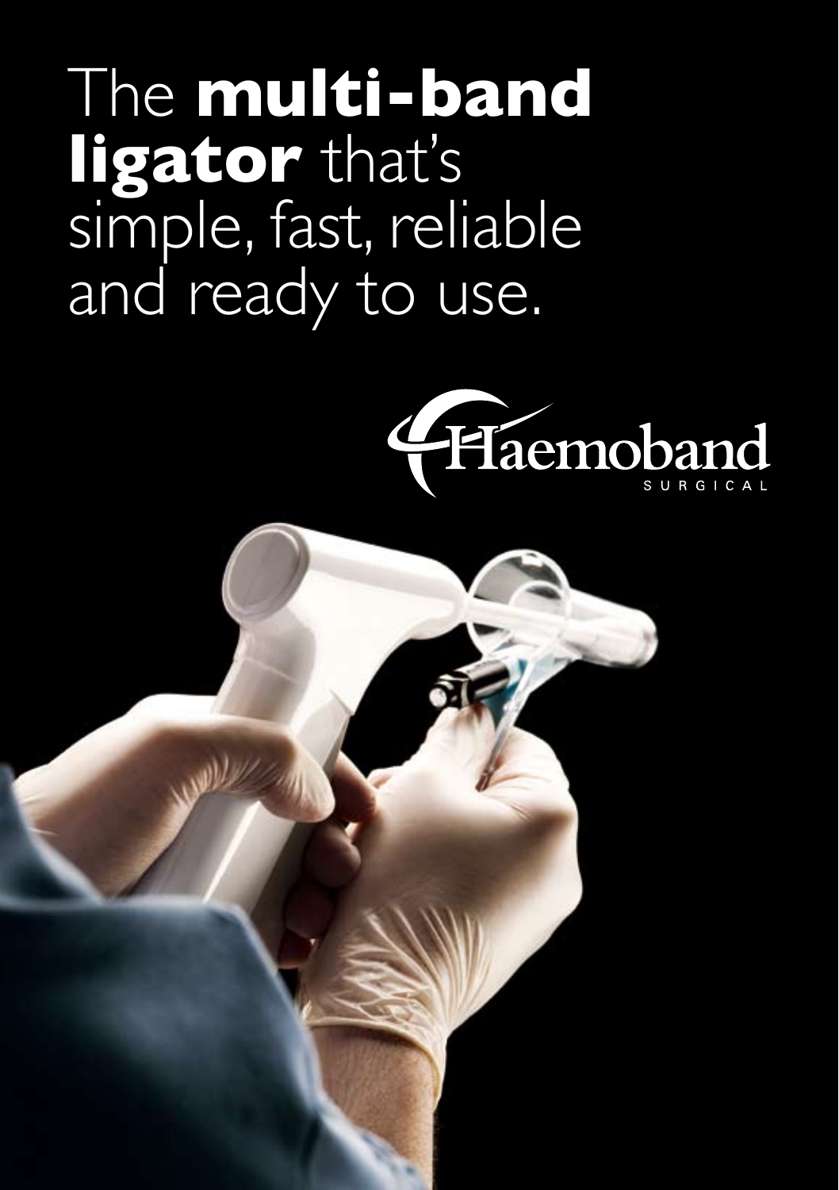# The **multi-band ligator** that's simple, fast, reliable and ready to use.

Haemoband

SURGICAL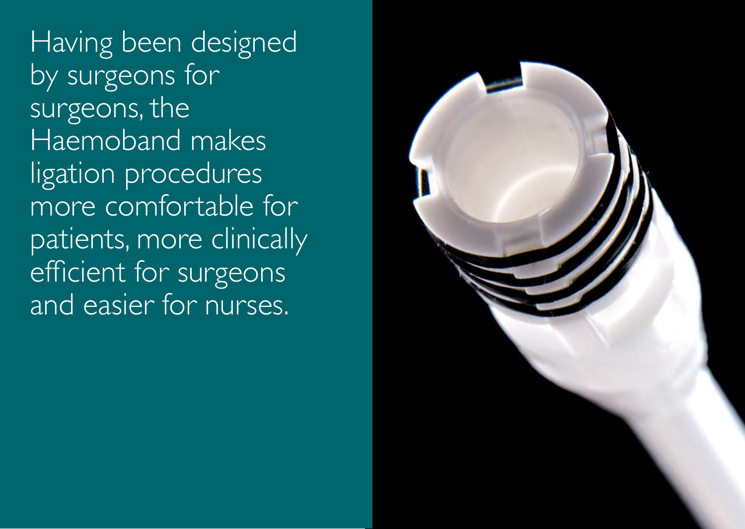Having been designed by surgeons for surgeons, the Haemoband makes ligation procedures more comfortable for patients, more clinically efficient for surgeons and easier for nurses.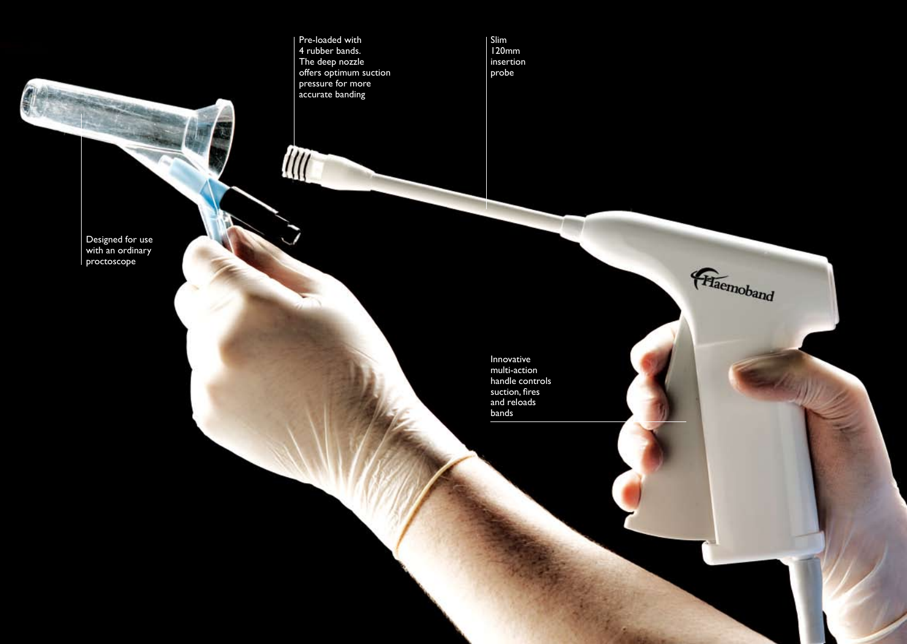Pre-loaded with 4 rubber bands. The deep nozzle offers optimum suction pressure for more accurate banding

Slim 120mm insertion probe

Designed for use with an ordinary proctoscope

Innovative multi-action handle controls suction, fires and reloads bands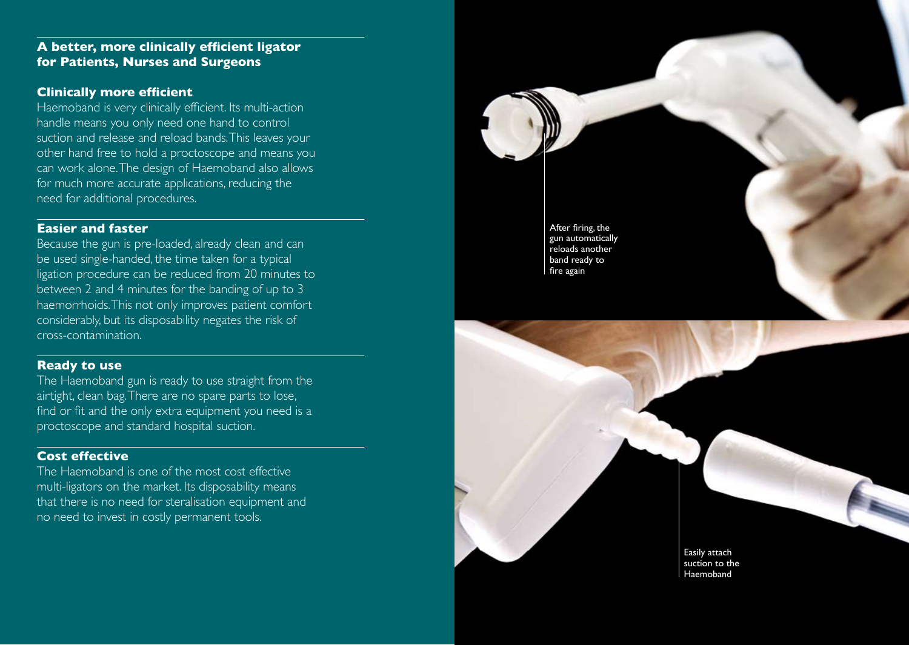## A better, more clinically efficient ligator for Patients, Nurses and Surgeons

### Clinically more efficient

Haemoband is very clinically efficient. Its multi-action handle means you only need one hand to control suction and release and reload bands. This leaves your other hand free to hold a proctoscope and means you can work alone. The design of Haemoband also allows for much more accurate applications, reducing the need for additional procedures.

### Easier and faster

Because the gun is pre-loaded, already clean and can be used single-handed, the time taken for a typical ligation procedure can be reduced from 20 minutes to between 2 and 4 minutes for the banding of up to 3 haemorrhoids. This not only improves patient comfort considerably, but its disposability negates the risk of cross-contamination.

### Ready to use

The Haemoband gun is ready to use straight from the airtight, clean bag. There are no spare parts to lose, find or fit and the only extra equipment you need is a proctoscope and standard hospital suction.

### Cost effective

The Haemoband is one of the most cost effective multi-ligators on the market. Its disposability means that there is no need for steralisation equipment and no need to invest in costly permanent tools.

After firing, the gun automatically reloads another band ready to fire again

Easily attach suction to the Haemoband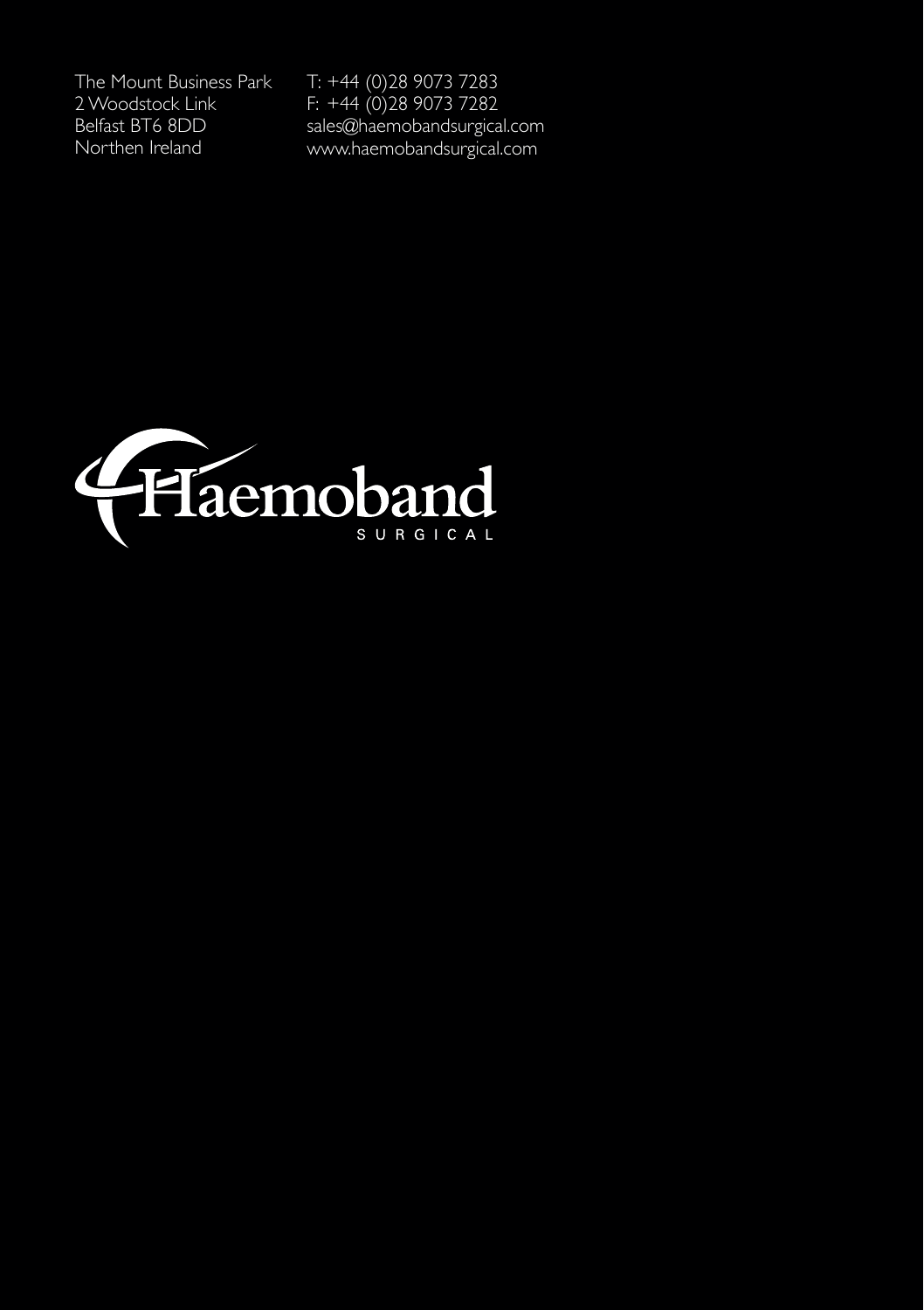The Mount Business Park
2 Woodstock Link
Belfast BT6 8DD
Northen Ireland

T: +44 (0)28 9073 7283
F: +44 (0)28 9073 7282
sales@haemobandsurgical.com
www.haemobandsurgical.com

Haemoband
SURGICAL